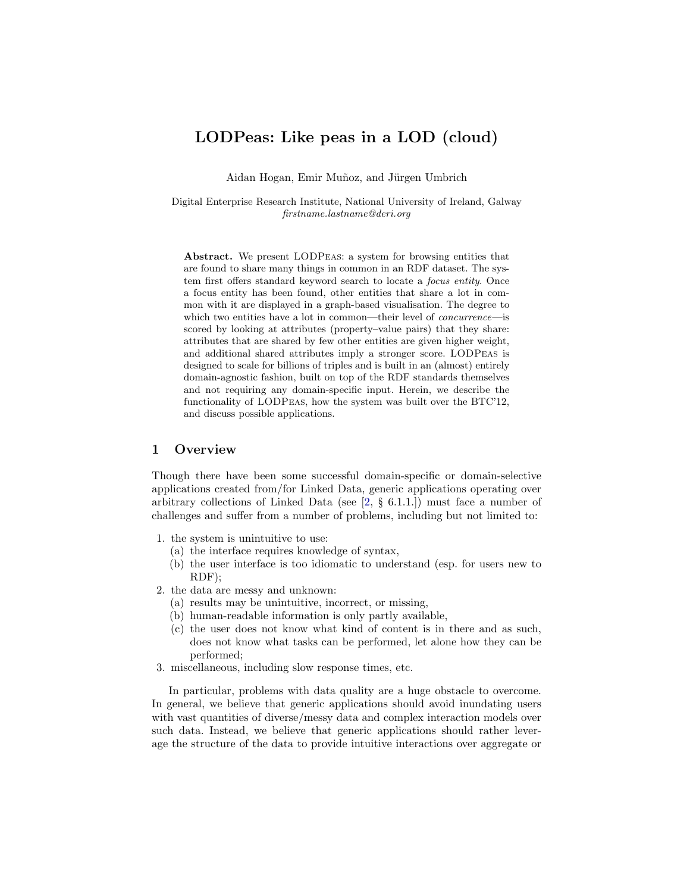# LODPeas: Like peas in a LOD (cloud)

Aidan Hogan, Emir Muñoz, and Jürgen Umbrich

Digital Enterprise Research Institute, National University of Ireland, Galway
*firstname.lastname@deri.org*

**Abstract.** We present LODPeas: a system for browsing entities that are found to share many things in common in an RDF dataset. The system first offers standard keyword search to locate a *focus entity*. Once a focus entity has been found, other entities that share a lot in common with it are displayed in a graph-based visualisation. The degree to which two entities have a lot in common—their level of *concurrence*—is scored by looking at attributes (property–value pairs) that they share: attributes that are shared by few other entities are given higher weight, and additional shared attributes imply a stronger score. LODPeas is designed to scale for billions of triples and is built in an (almost) entirely domain-agnostic fashion, built on top of the RDF standards themselves and not requiring any domain-specific input. Herein, we describe the functionality of LODPeas, how the system was built over the BTC'12, and discuss possible applications.

## 1 Overview

Though there have been some successful domain-specific or domain-selective applications created from/for Linked Data, generic applications operating over arbitrary collections of Linked Data (see [2, § 6.1.1.]) must face a number of challenges and suffer from a number of problems, including but not limited to:

1. the system is unintuitive to use:
   (a) the interface requires knowledge of syntax,
   (b) the user interface is too idiomatic to understand (esp. for users new to RDF);
2. the data are messy and unknown:
   (a) results may be unintuitive, incorrect, or missing,
   (b) human-readable information is only partly available,
   (c) the user does not know what kind of content is in there and as such, does not know what tasks can be performed, let alone how they can be performed;
3. miscellaneous, including slow response times, etc.

In particular, problems with data quality are a huge obstacle to overcome. In general, we believe that generic applications should avoid inundating users with vast quantities of diverse/messy data and complex interaction models over such data. Instead, we believe that generic applications should rather leverage the structure of the data to provide intuitive interactions over aggregate or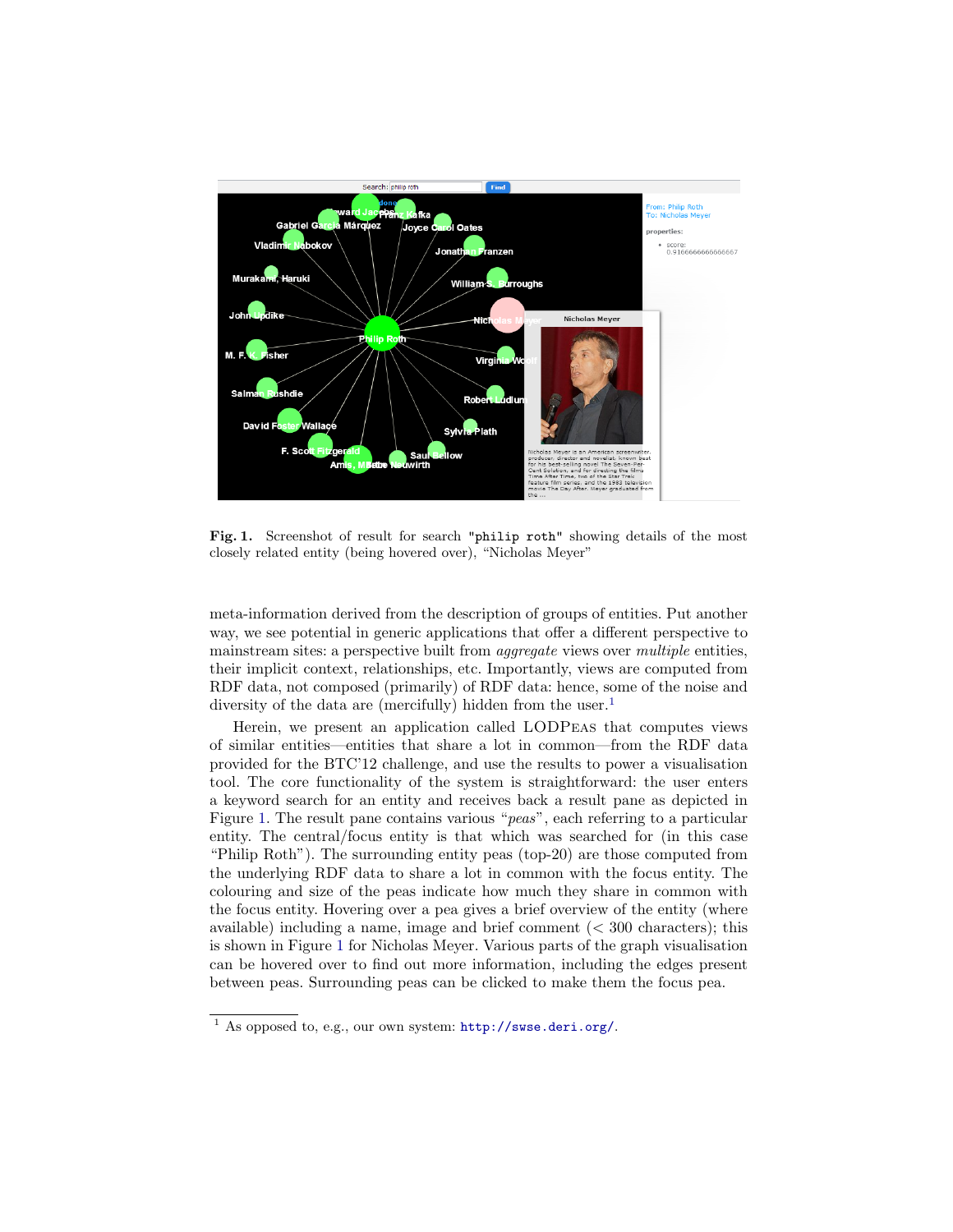**Fig. 1.** Screenshot of result for search "philip roth" showing details of the most closely related entity (being hovered over), "Nicholas Meyer"

meta-information derived from the description of groups of entities. Put another way, we see potential in generic applications that offer a different perspective to mainstream sites: a perspective built from *aggregate* views over *multiple* entities, their implicit context, relationships, etc. Importantly, views are computed from RDF data, not composed (primarily) of RDF data: hence, some of the noise and diversity of the data are (mercifully) hidden from the user.[1]

Herein, we present an application called LODPeas that computes views of similar entities—entities that share a lot in common—from the RDF data provided for the BTC'12 challenge, and use the results to power a visualisation tool. The core functionality of the system is straightforward: the user enters a keyword search for an entity and receives back a result pane as depicted in Figure 1. The result pane contains various "*peas*", each referring to a particular entity. The central/focus entity is that which was searched for (in this case "Philip Roth"). The surrounding entity peas (top-20) are those computed from the underlying RDF data to share a lot in common with the focus entity. The colouring and size of the peas indicate how much they share in common with the focus entity. Hovering over a pea gives a brief overview of the entity (where available) including a name, image and brief comment (< 300 characters); this is shown in Figure 1 for Nicholas Meyer. Various parts of the graph visualisation can be hovered over to find out more information, including the edges present between peas. Surrounding peas can be clicked to make them the focus pea.

---

[1] As opposed to, e.g., our own system: http://swse.deri.org/.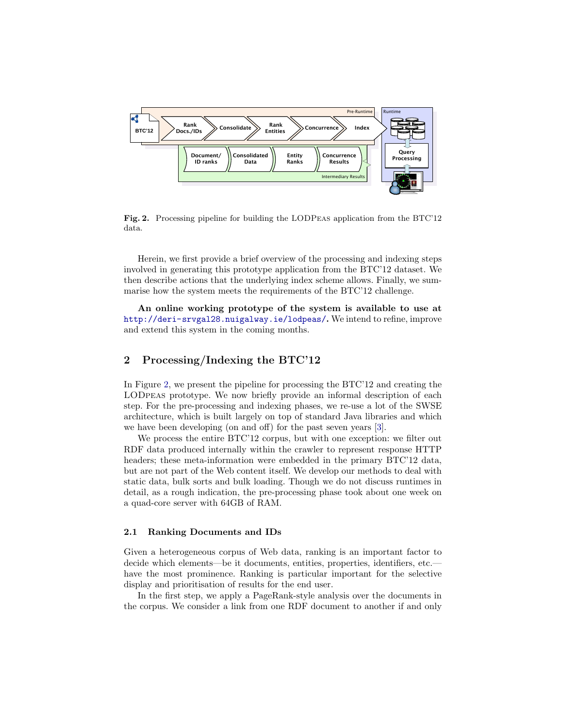**Fig. 2.** Processing pipeline for building the LODPeas application from the BTC'12 data.

Herein, we first provide a brief overview of the processing and indexing steps involved in generating this prototype application from the BTC'12 dataset. We then describe actions that the underlying index scheme allows. Finally, we summarise how the system meets the requirements of the BTC'12 challenge.

**An online working prototype of the system is available to use at** http://deri-srvgal28.nuigalway.ie/lodpeas/**.** We intend to refine, improve and extend this system in the coming months.

## 2 Processing/Indexing the BTC'12

In Figure 2, we present the pipeline for processing the BTC'12 and creating the LODPeas prototype. We now briefly provide an informal description of each step. For the pre-processing and indexing phases, we re-use a lot of the SWSE architecture, which is built largely on top of standard Java libraries and which we have been developing (on and off) for the past seven years [3].

We process the entire BTC'12 corpus, but with one exception: we filter out RDF data produced internally within the crawler to represent response HTTP headers; these meta-information were embedded in the primary BTC'12 data, but are not part of the Web content itself. We develop our methods to deal with static data, bulk sorts and bulk loading. Though we do not discuss runtimes in detail, as a rough indication, the pre-processing phase took about one week on a quad-core server with 64GB of RAM.

### 2.1 Ranking Documents and IDs

Given a heterogeneous corpus of Web data, ranking is an important factor to decide which elements—be it documents, entities, properties, identifiers, etc.—have the most prominence. Ranking is particular important for the selective display and prioritisation of results for the end user.

In the first step, we apply a PageRank-style analysis over the documents in the corpus. We consider a link from one RDF document to another if and only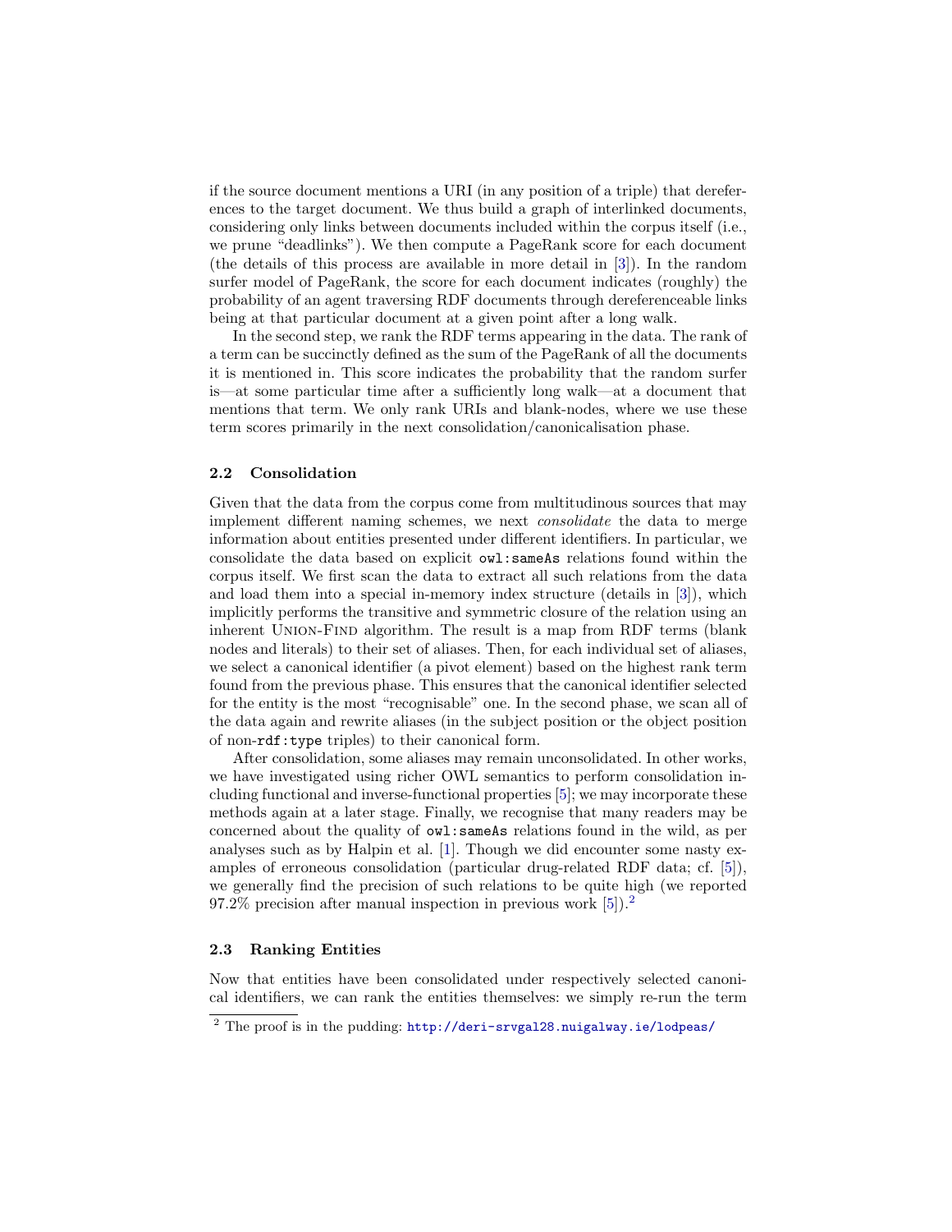if the source document mentions a URI (in any position of a triple) that dereferences to the target document. We thus build a graph of interlinked documents, considering only links between documents included within the corpus itself (i.e., we prune "deadlinks"). We then compute a PageRank score for each document (the details of this process are available in more detail in [3]). In the random surfer model of PageRank, the score for each document indicates (roughly) the probability of an agent traversing RDF documents through dereferenceable links being at that particular document at a given point after a long walk.

In the second step, we rank the RDF terms appearing in the data. The rank of a term can be succinctly defined as the sum of the PageRank of all the documents it is mentioned in. This score indicates the probability that the random surfer is—at some particular time after a sufficiently long walk—at a document that mentions that term. We only rank URIs and blank-nodes, where we use these term scores primarily in the next consolidation/canonicalisation phase.

### 2.2 Consolidation

Given that the data from the corpus come from multitudinous sources that may implement different naming schemes, we next *consolidate* the data to merge information about entities presented under different identifiers. In particular, we consolidate the data based on explicit `owl:sameAs` relations found within the corpus itself. We first scan the data to extract all such relations from the data and load them into a special in-memory index structure (details in [3]), which implicitly performs the transitive and symmetric closure of the relation using an inherent Union-Find algorithm. The result is a map from RDF terms (blank nodes and literals) to their set of aliases. Then, for each individual set of aliases, we select a canonical identifier (a pivot element) based on the highest rank term found from the previous phase. This ensures that the canonical identifier selected for the entity is the most "recognisable" one. In the second phase, we scan all of the data again and rewrite aliases (in the subject position or the object position of non-`rdf:type` triples) to their canonical form.

After consolidation, some aliases may remain unconsolidated. In other works, we have investigated using richer OWL semantics to perform consolidation including functional and inverse-functional properties [5]; we may incorporate these methods again at a later stage. Finally, we recognise that many readers may be concerned about the quality of `owl:sameAs` relations found in the wild, as per analyses such as by Halpin et al. [1]. Though we did encounter some nasty examples of erroneous consolidation (particular drug-related RDF data; cf. [5]), we generally find the precision of such relations to be quite high (we reported 97.2% precision after manual inspection in previous work [5]).[2]

### 2.3 Ranking Entities

Now that entities have been consolidated under respectively selected canonical identifiers, we can rank the entities themselves: we simply re-run the term

[2] The proof is in the pudding: http://deri-srvgal28.nuigalway.ie/lodpeas/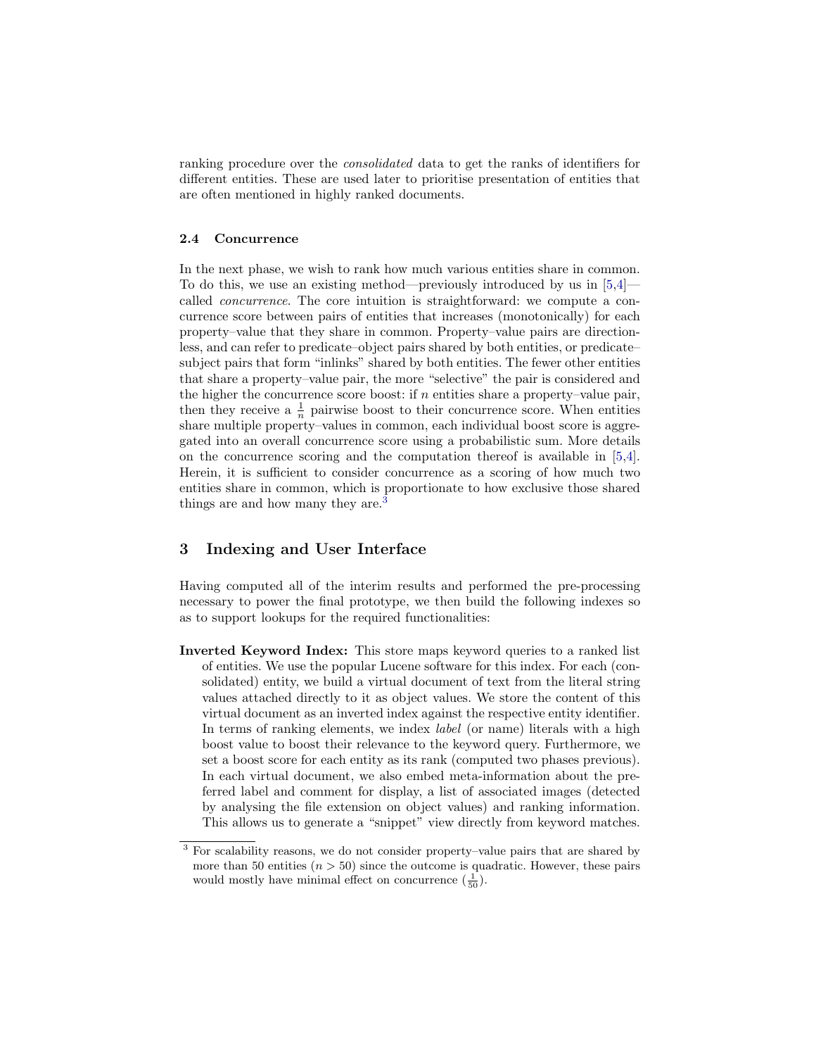ranking procedure over the *consolidated* data to get the ranks of identifiers for different entities. These are used later to prioritise presentation of entities that are often mentioned in highly ranked documents.

### 2.4 Concurrence

In the next phase, we wish to rank how much various entities share in common. To do this, we use an existing method—previously introduced by us in [5,4]—called *concurrence*. The core intuition is straightforward: we compute a concurrence score between pairs of entities that increases (monotonically) for each property–value that they share in common. Property–value pairs are directionless, and can refer to predicate–object pairs shared by both entities, or predicate–subject pairs that form "inlinks" shared by both entities. The fewer other entities that share a property–value pair, the more "selective" the pair is considered and the higher the concurrence score boost: if $n$ entities share a property–value pair, then they receive a $\frac{1}{n}$ pairwise boost to their concurrence score. When entities share multiple property–values in common, each individual boost score is aggregated into an overall concurrence score using a probabilistic sum. More details on the concurrence scoring and the computation thereof is available in [5,4]. Herein, it is sufficient to consider concurrence as a scoring of how much two entities share in common, which is proportionate to how exclusive those shared things are and how many they are.[3]

## 3 Indexing and User Interface

Having computed all of the interim results and performed the pre-processing necessary to power the final prototype, we then build the following indexes so as to support lookups for the required functionalities:

**Inverted Keyword Index:** This store maps keyword queries to a ranked list of entities. We use the popular Lucene software for this index. For each (consolidated) entity, we build a virtual document of text from the literal string values attached directly to it as object values. We store the content of this virtual document as an inverted index against the respective entity identifier. In terms of ranking elements, we index *label* (or name) literals with a high boost value to boost their relevance to the keyword query. Furthermore, we set a boost score for each entity as its rank (computed two phases previous). In each virtual document, we also embed meta-information about the preferred label and comment for display, a list of associated images (detected by analysing the file extension on object values) and ranking information. This allows us to generate a "snippet" view directly from keyword matches.

[3] For scalability reasons, we do not consider property–value pairs that are shared by more than 50 entities ($n > 50$) since the outcome is quadratic. However, these pairs would mostly have minimal effect on concurrence ($\frac{1}{50}$).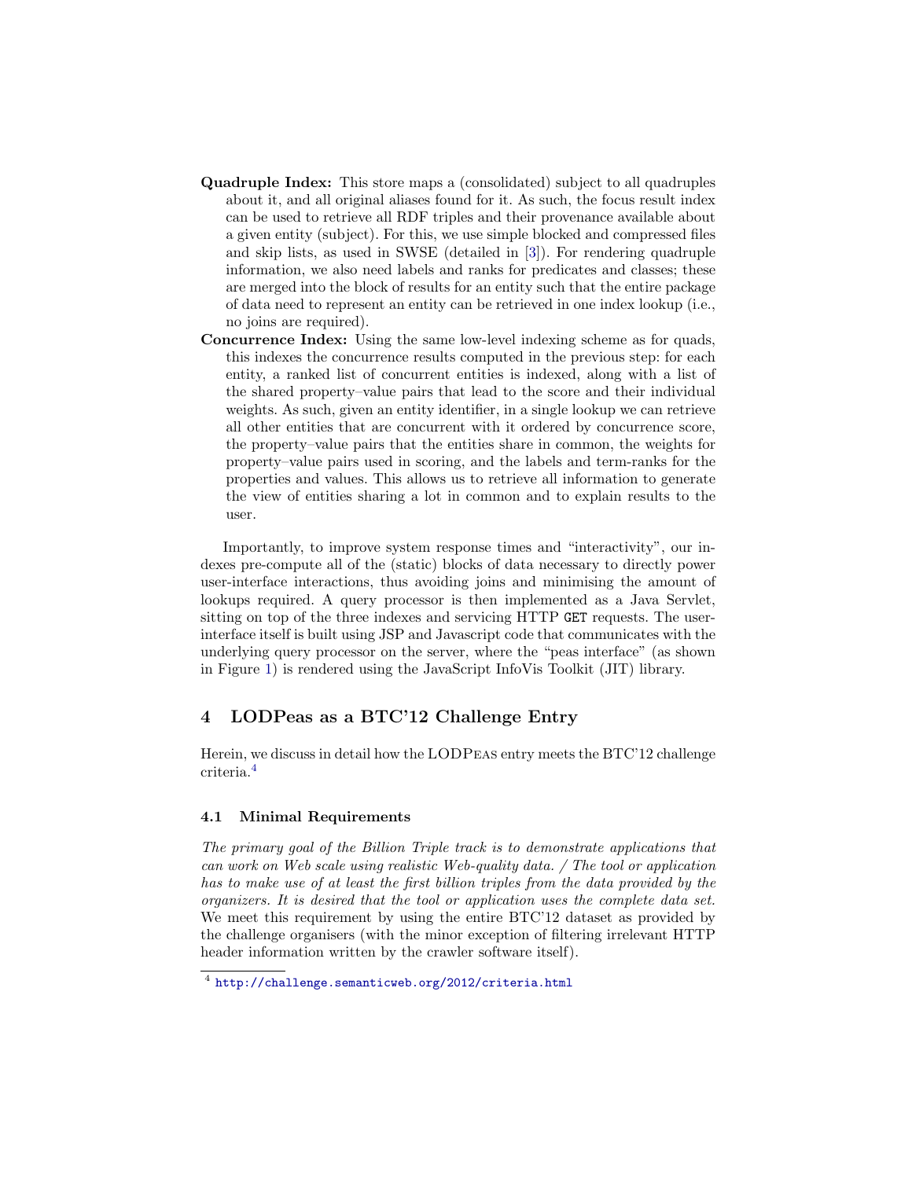- **Quadruple Index:** This store maps a (consolidated) subject to all quadruples about it, and all original aliases found for it. As such, the focus result index can be used to retrieve all RDF triples and their provenance available about a given entity (subject). For this, we use simple blocked and compressed files and skip lists, as used in SWSE (detailed in [3]). For rendering quadruple information, we also need labels and ranks for predicates and classes; these are merged into the block of results for an entity such that the entire package of data need to represent an entity can be retrieved in one index lookup (i.e., no joins are required).
- **Concurrence Index:** Using the same low-level indexing scheme as for quads, this indexes the concurrence results computed in the previous step: for each entity, a ranked list of concurrent entities is indexed, along with a list of the shared property–value pairs that lead to the score and their individual weights. As such, given an entity identifier, in a single lookup we can retrieve all other entities that are concurrent with it ordered by concurrence score, the property–value pairs that the entities share in common, the weights for property–value pairs used in scoring, and the labels and term-ranks for the properties and values. This allows us to retrieve all information to generate the view of entities sharing a lot in common and to explain results to the user.

Importantly, to improve system response times and "interactivity", our indexes pre-compute all of the (static) blocks of data necessary to directly power user-interface interactions, thus avoiding joins and minimising the amount of lookups required. A query processor is then implemented as a Java Servlet, sitting on top of the three indexes and servicing HTTP `GET` requests. The user-interface itself is built using JSP and Javascript code that communicates with the underlying query processor on the server, where the "peas interface" (as shown in Figure 1) is rendered using the JavaScript InfoVis Toolkit (JIT) library.

## 4 LODPeas as a BTC'12 Challenge Entry

Herein, we discuss in detail how the LODPeas entry meets the BTC'12 challenge criteria.[4]

### 4.1 Minimal Requirements

*The primary goal of the Billion Triple track is to demonstrate applications that can work on Web scale using realistic Web-quality data. / The tool or application has to make use of at least the first billion triples from the data provided by the organizers. It is desired that the tool or application uses the complete data set.* We meet this requirement by using the entire BTC'12 dataset as provided by the challenge organisers (with the minor exception of filtering irrelevant HTTP header information written by the crawler software itself).

[4] http://challenge.semanticweb.org/2012/criteria.html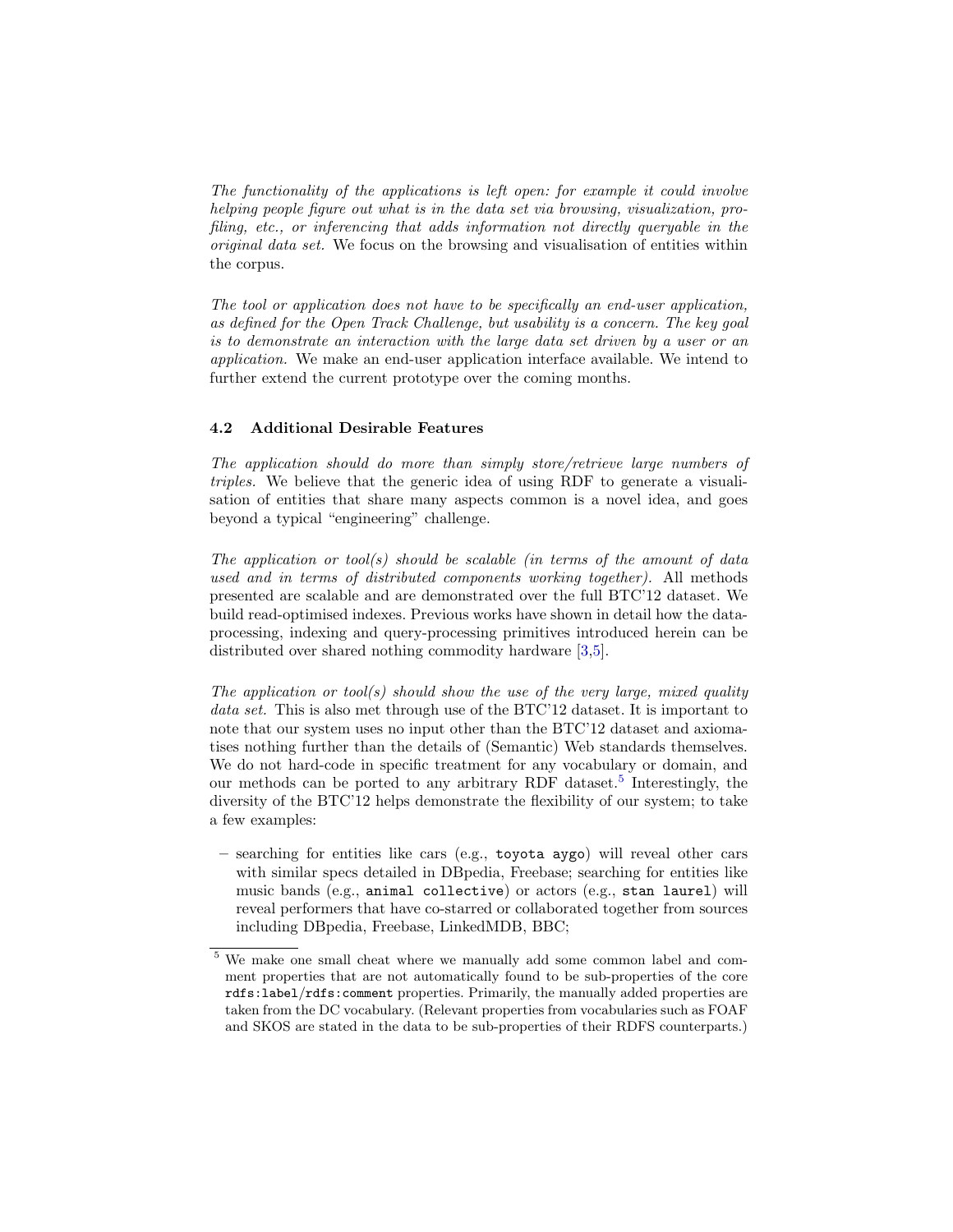*The functionality of the applications is left open: for example it could involve helping people figure out what is in the data set via browsing, visualization, profiling, etc., or inferencing that adds information not directly queryable in the original data set.* We focus on the browsing and visualisation of entities within the corpus.

*The tool or application does not have to be specifically an end-user application, as defined for the Open Track Challenge, but usability is a concern. The key goal is to demonstrate an interaction with the large data set driven by a user or an application.* We make an end-user application interface available. We intend to further extend the current prototype over the coming months.

### 4.2 Additional Desirable Features

*The application should do more than simply store/retrieve large numbers of triples.* We believe that the generic idea of using RDF to generate a visualisation of entities that share many aspects common is a novel idea, and goes beyond a typical "engineering" challenge.

*The application or tool(s) should be scalable (in terms of the amount of data used and in terms of distributed components working together).* All methods presented are scalable and are demonstrated over the full BTC'12 dataset. We build read-optimised indexes. Previous works have shown in detail how the data-processing, indexing and query-processing primitives introduced herein can be distributed over shared nothing commodity hardware [3,5].

*The application or tool(s) should show the use of the very large, mixed quality data set.* This is also met through use of the BTC'12 dataset. It is important to note that our system uses no input other than the BTC'12 dataset and axiomatises nothing further than the details of (Semantic) Web standards themselves. We do not hard-code in specific treatment for any vocabulary or domain, and our methods can be ported to any arbitrary RDF dataset.[5] Interestingly, the diversity of the BTC'12 helps demonstrate the flexibility of our system; to take a few examples:

- searching for entities like cars (e.g., `toyota aygo`) will reveal other cars with similar specs detailed in DBpedia, Freebase; searching for entities like music bands (e.g., `animal collective`) or actors (e.g., `stan laurel`) will reveal performers that have co-starred or collaborated together from sources including DBpedia, Freebase, LinkedMDB, BBC;

[5] We make one small cheat where we manually add some common label and comment properties that are not automatically found to be sub-properties of the core `rdfs:label`/`rdfs:comment` properties. Primarily, the manually added properties are taken from the DC vocabulary. (Relevant properties from vocabularies such as FOAF and SKOS are stated in the data to be sub-properties of their RDFS counterparts.)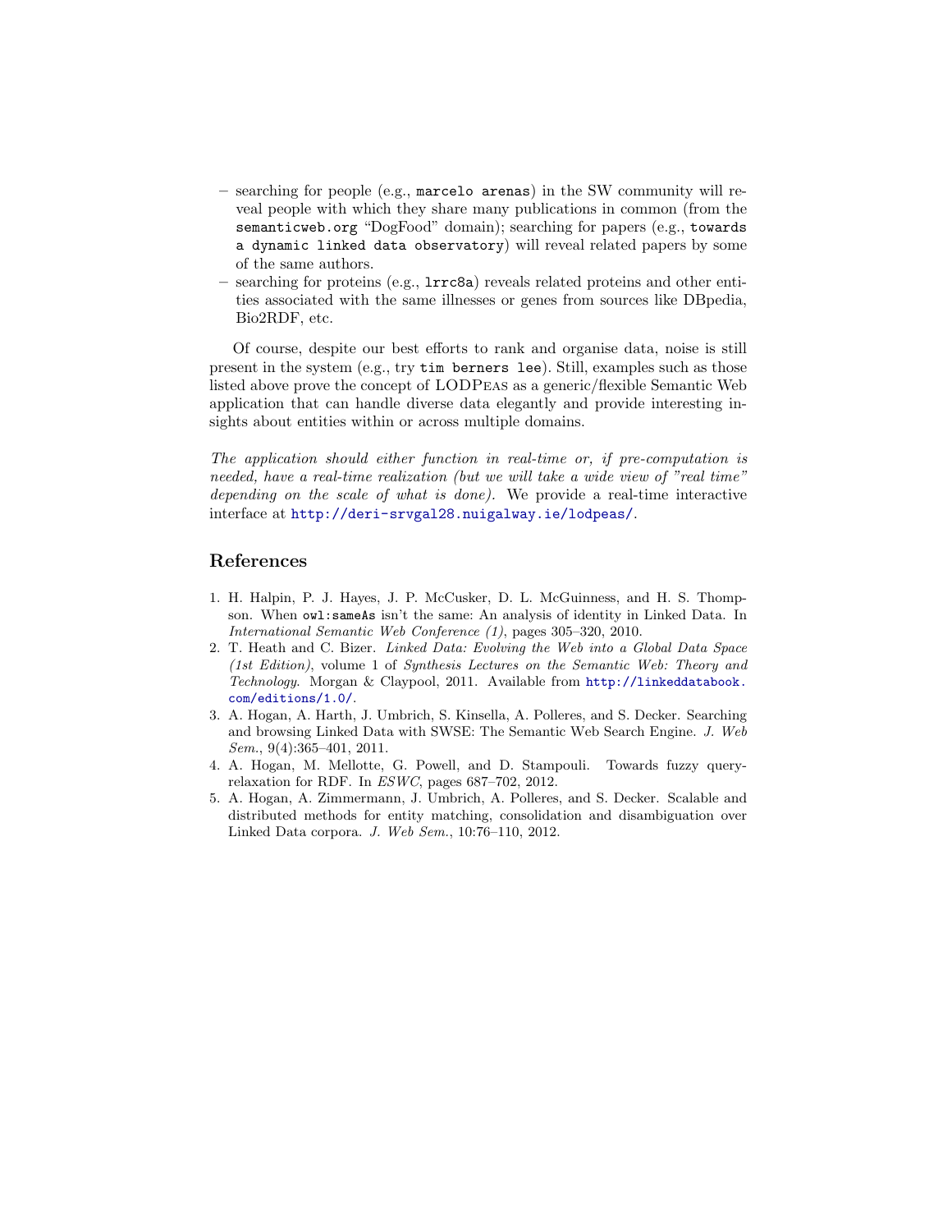- searching for people (e.g., `marcelo arenas`) in the SW community will reveal people with which they share many publications in common (from the `semanticweb.org` "DogFood" domain); searching for papers (e.g., `towards a dynamic linked data observatory`) will reveal related papers by some of the same authors.
- searching for proteins (e.g., `lrrc8a`) reveals related proteins and other entities associated with the same illnesses or genes from sources like DBpedia, Bio2RDF, etc.

Of course, despite our best efforts to rank and organise data, noise is still present in the system (e.g., try `tim berners lee`). Still, examples such as those listed above prove the concept of LODPeas as a generic/flexible Semantic Web application that can handle diverse data elegantly and provide interesting insights about entities within or across multiple domains.

*The application should either function in real-time or, if pre-computation is needed, have a real-time realization (but we will take a wide view of "real time" depending on the scale of what is done).* We provide a real-time interactive interface at http://deri-srvgal28.nuigalway.ie/lodpeas/.

## References

1. H. Halpin, P. J. Hayes, J. P. McCusker, D. L. McGuinness, and H. S. Thompson. When `owl:sameAs` isn't the same: An analysis of identity in Linked Data. In *International Semantic Web Conference (1)*, pages 305–320, 2010.
2. T. Heath and C. Bizer. *Linked Data: Evolving the Web into a Global Data Space (1st Edition)*, volume 1 of *Synthesis Lectures on the Semantic Web: Theory and Technology*. Morgan & Claypool, 2011. Available from http://linkeddatabook.com/editions/1.0/.
3. A. Hogan, A. Harth, J. Umbrich, S. Kinsella, A. Polleres, and S. Decker. Searching and browsing Linked Data with SWSE: The Semantic Web Search Engine. *J. Web Sem.*, 9(4):365–401, 2011.
4. A. Hogan, M. Mellotte, G. Powell, and D. Stampouli. Towards fuzzy query-relaxation for RDF. In *ESWC*, pages 687–702, 2012.
5. A. Hogan, A. Zimmermann, J. Umbrich, A. Polleres, and S. Decker. Scalable and distributed methods for entity matching, consolidation and disambiguation over Linked Data corpora. *J. Web Sem.*, 10:76–110, 2012.